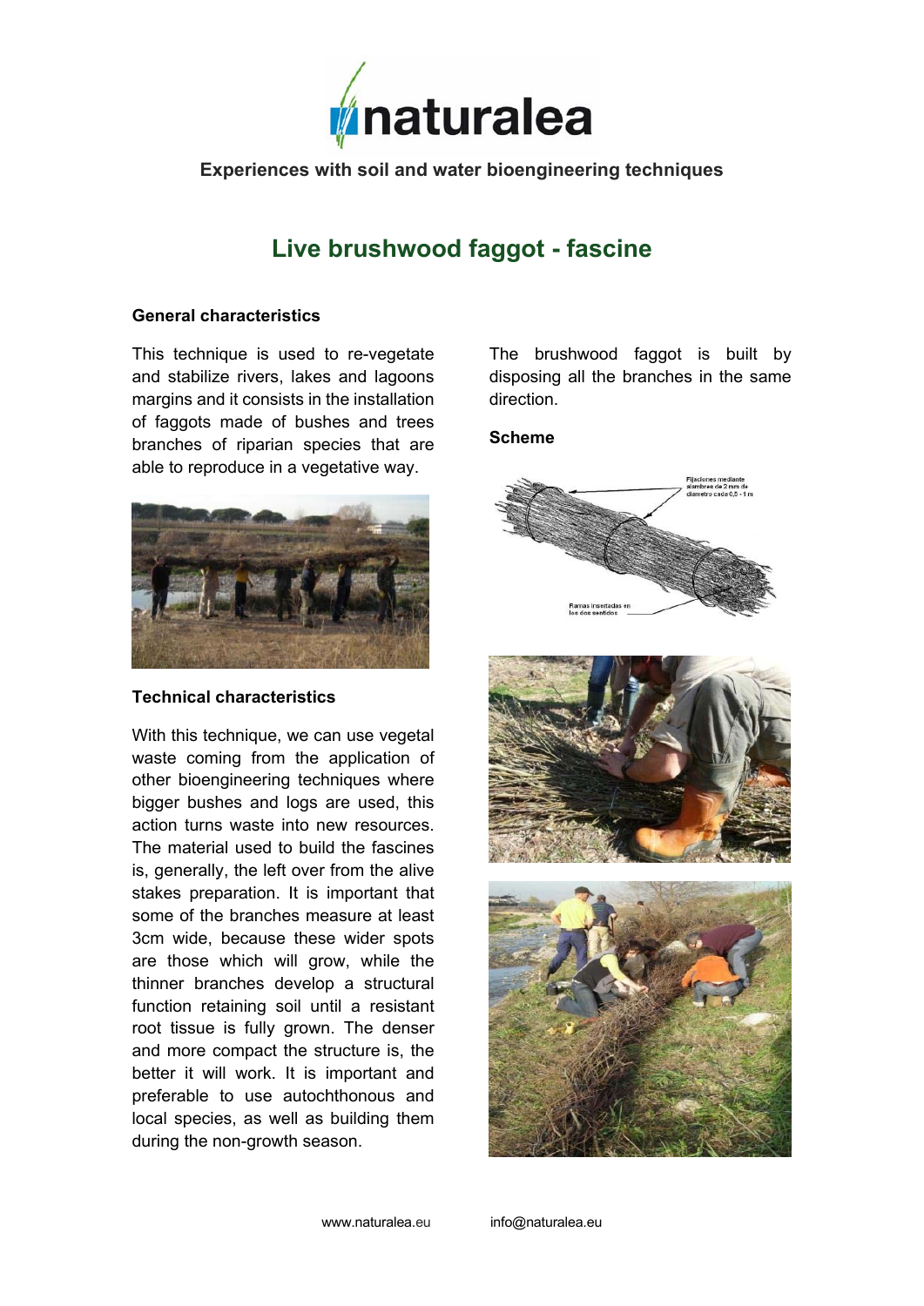naturalea

**Experiences with soil and water bioengineering techniques**

# Live brushwood faggot - fascine

### General characteristics

This technique is used to re-vegetate and stabilize rivers, lakes and lagoons margins and it consists in the installation of faggots made of bushes and trees branches of riparian species that are able to reproduce in a vegetative way.

### Technical characteristics

With this technique, we can use vegetal waste coming from the application of other bioengineering techniques where bigger bushes and logs are used, this action turns waste into new resources. The material used to build the fascines is, generally, the left over from the alive stakes preparation. It is important that some of the branches measure at least 3cm wide, because these wider spots are those which will grow, while the thinner branches develop a structural function retaining soil until a resistant root tissue is fully grown. The denser and more compact the structure is, the better it will work. It is important and preferable to use autochthonous and local species, as well as building them during the non-growth season.

The brushwood faggot is built by disposing all the branches in the same direction.

### Scheme

Fijaciones mediante alambres de 2 mm de diámetro cada 0,5 - 1 m

Ramas insertadas en los dos sentidos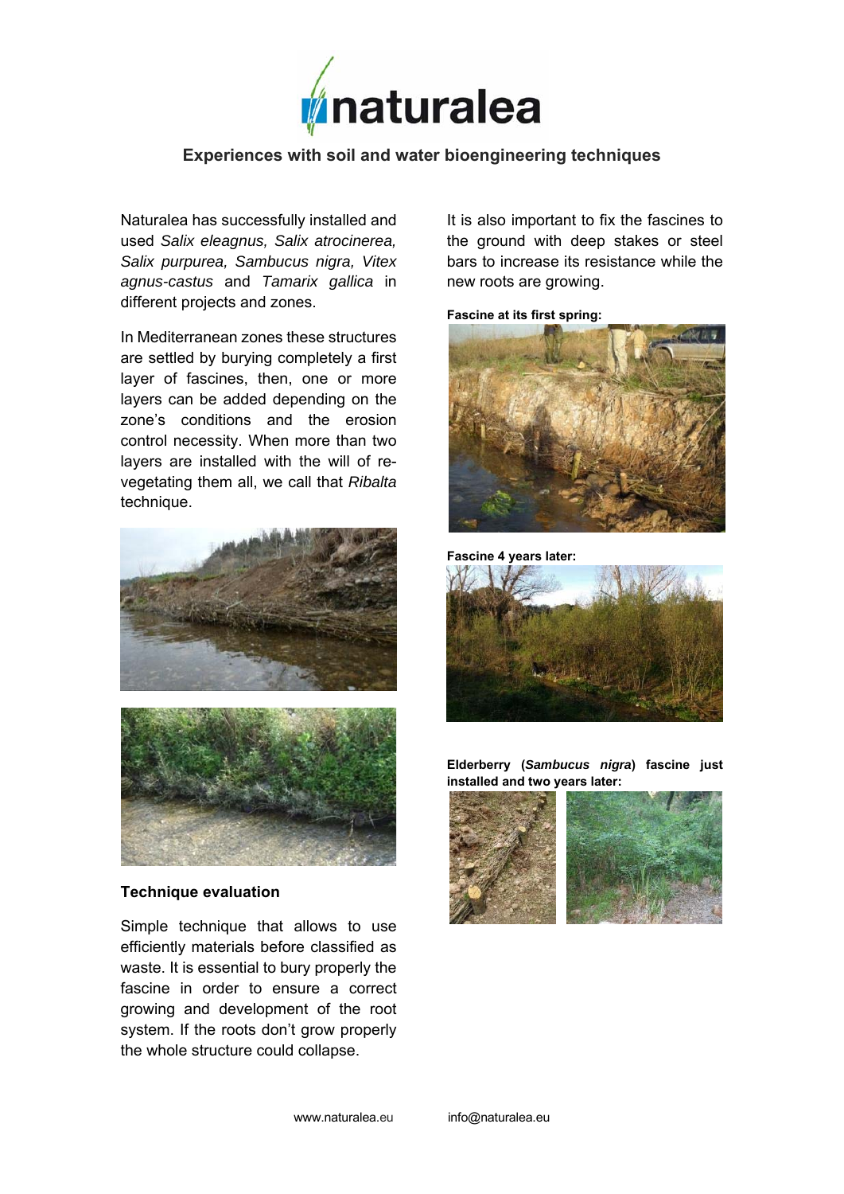naturalea

## Experiences with soil and water bioengineering techniques

Naturalea has successfully installed and used *Salix eleagnus, Salix atrocinerea, Salix purpurea, Sambucus nigra, Vitex agnus-castus* and *Tamarix gallica* in different projects and zones.

In Mediterranean zones these structures are settled by burying completely a first layer of fascines, then, one or more layers can be added depending on the zone's conditions and the erosion control necessity. When more than two layers are installed with the will of re-vegetating them all, we call that *Ribalta* technique.

### Technique evaluation

Simple technique that allows to use efficiently materials before classified as waste. It is essential to bury properly the fascine in order to ensure a correct growing and development of the root system. If the roots don't grow properly the whole structure could collapse.

It is also important to fix the fascines to the ground with deep stakes or steel bars to increase its resistance while the new roots are growing.

**Fascine at its first spring:**

**Fascine 4 years later:**

**Elderberry (*Sambucus nigra*) fascine just installed and two years later:**

www.naturalea.eu info@naturalea.eu